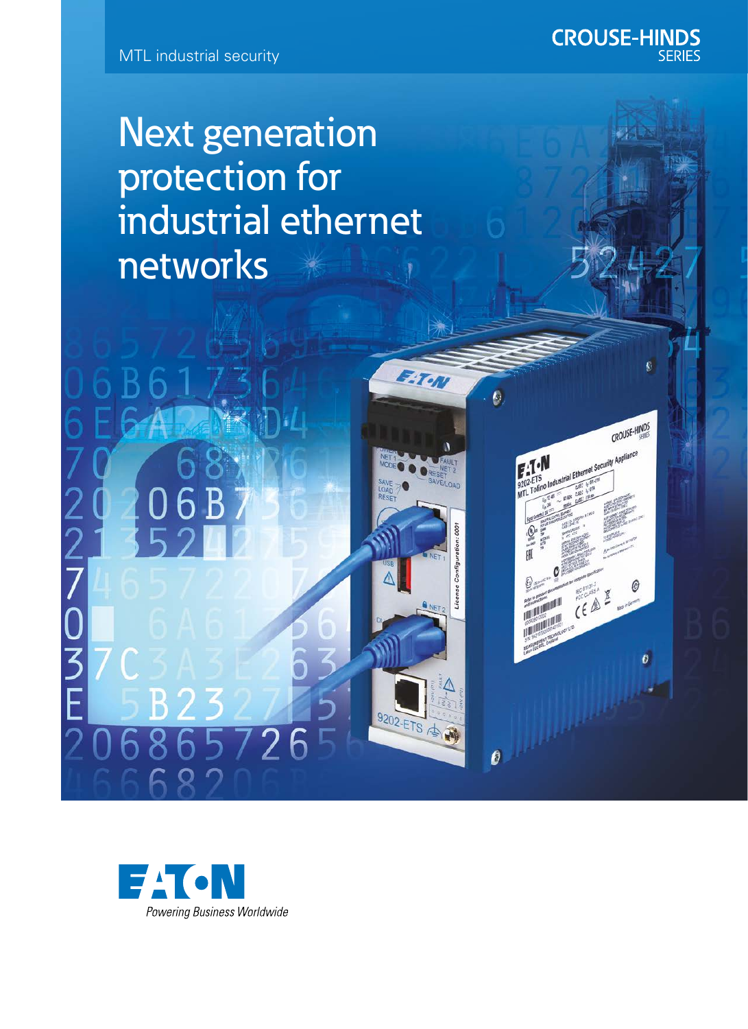MTL industrial security

CROUSE-HINDS SERIES

# Next generation protection for industrial ethernet networks

EATON

Powering Business Worldwide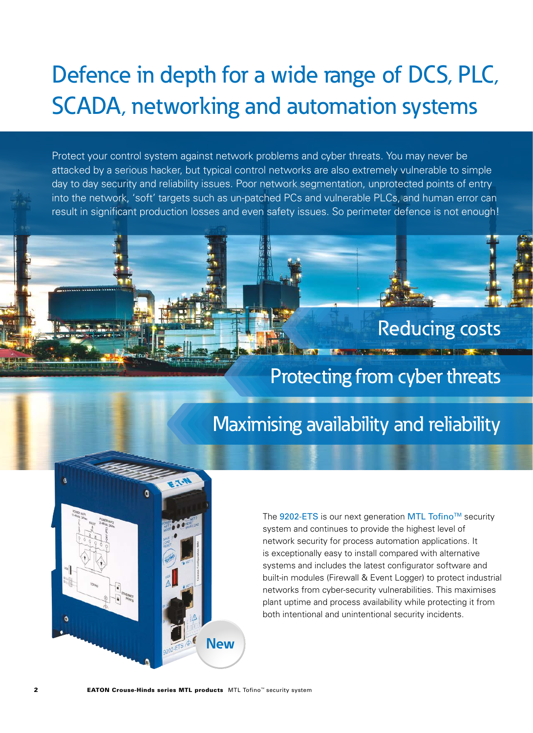# Defence in depth for a wide range of DCS, PLC, SCADA, networking and automation systems

Protect your control system against network problems and cyber threats. You may never be attacked by a serious hacker, but typical control networks are also extremely vulnerable to simple day to day security and reliability issues. Poor network segmentation, unprotected points of entry into the network, 'soft' targets such as un-patched PCs and vulnerable PLCs, and human error can result in significant production losses and even safety issues. So perimeter defence is not enough!

## Reducing costs

## Protecting from cyber threats

## Maximising availability and reliability

New

The 9202-ETS is our next generation MTL Tofino™ security system and continues to provide the highest level of network security for process automation applications. It is exceptionally easy to install compared with alternative systems and includes the latest configurator software and built-in modules (Firewall & Event Logger) to protect industrial networks from cyber-security vulnerabilities. This maximises plant uptime and process availability while protecting it from both intentional and unintentional security incidents.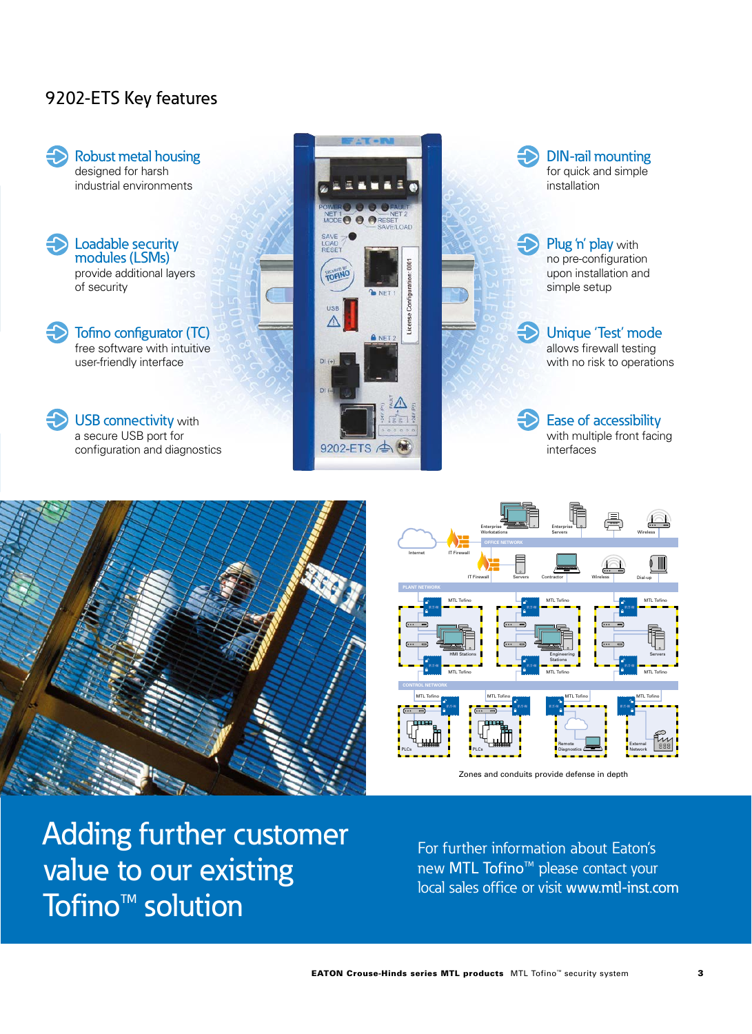## 9202-ETS Key features

**Robust metal housing** designed for harsh industrial environments

**Loadable security modules (LSMs)** provide additional layers of security

**Tofino configurator (TC)** free software with intuitive user-friendly interface

**USB connectivity** with a secure USB port for configuration and diagnostics

**DIN-rail mounting** for quick and simple installation

**Plug 'n' play** with no pre-configuration upon installation and simple setup

**Unique 'Test' mode** allows firewall testing with no risk to operations

**Ease of accessibility** with multiple front facing interfaces

Zones and conduits provide defense in depth

# Adding further customer value to our existing Tofino™ solution

For further information about Eaton's new MTL Tofino™ please contact your local sales office or visit www.mtl-inst.com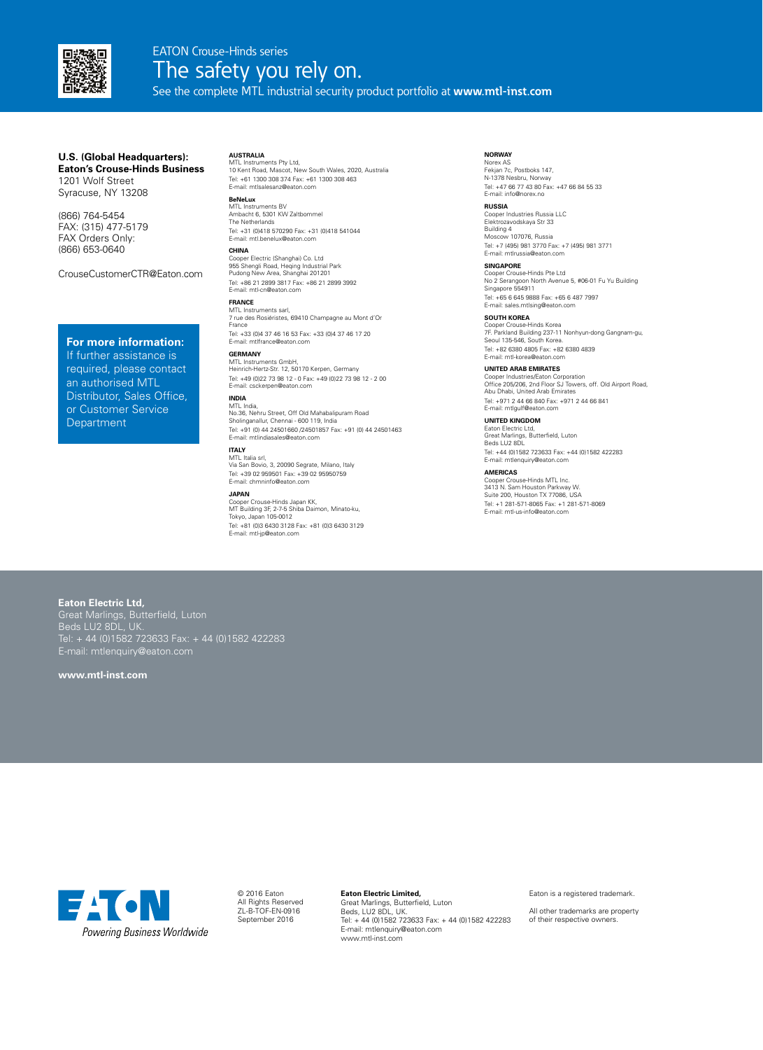EATON Crouse-Hinds series

# The safety you rely on.

See the complete MTL industrial security product portfolio at **www.mtl-inst.com**

**U.S. (Global Headquarters):**
**Eaton's Crouse-Hinds Business**
1201 Wolf Street
Syracuse, NY 13208

(866) 764-5454
FAX: (315) 477-5179
FAX Orders Only:
(866) 653-0640

CrouseCustomerCTR@Eaton.com

**For more information:**
If further assistance is required, please contact an authorised MTL Distributor, Sales Office, or Customer Service Department

**AUSTRALIA**
MTL Instruments Pty Ltd,
10 Kent Road, Mascot, New South Wales, 2020, Australia
Tel: +61 1300 308 374 Fax: +61 1300 308 463
E-mail: mtlsalesanz@eaton.com

**BeNeLux**
MTL Instruments BV
Ambacht 6, 5301 KW Zaltbommel
The Netherlands
Tel: +31 (0)418 570290 Fax: +31 (0)418 541044
E-mail: mtl.benelux@eaton.com

**CHINA**
Cooper Electric (Shanghai) Co. Ltd
955 Shengli Road, Heqing Industrial Park
Pudong New Area, Shanghai 201201
Tel: +86 21 2899 3817 Fax: +86 21 2899 3992
E-mail: mtl-cn@eaton.com

**FRANCE**
MTL Instruments sarl,
7 rue des Rosiéristes, 69410 Champagne au Mont d'Or
France
Tel: +33 (0)4 37 46 16 53 Fax: +33 (0)4 37 46 17 20
E-mail: mtlfrance@eaton.com

**GERMANY**
MTL Instruments GmbH,
Heinrich-Hertz-Str. 12, 50170 Kerpen, Germany
Tel: +49 (0)22 73 98 12 - 0 Fax: +49 (0)22 73 98 12 - 2 00
E-mail: csckerpen@eaton.com

**INDIA**
MTL India,
No.36, Nehru Street, Off Old Mahabalipuram Road
Sholinganallur, Chennai - 600 119, India
Tel: +91 (0) 44 24501660 /24501857 Fax: +91 (0) 44 24501463
E-mail: mtlindiasales@eaton.com

**ITALY**
MTL Italia srl,
Via San Bovio, 3, 20090 Segrate, Milano, Italy
Tel: +39 02 959501 Fax: +39 02 95950759
E-mail: chmninfo@eaton.com

**JAPAN**
Cooper Crouse-Hinds Japan KK,
MT Building 3F, 2-7-5 Shiba Daimon, Minato-ku,
Tokyo, Japan 105-0012
Tel: +81 (0)3 6430 3128 Fax: +81 (0)3 6430 3129
E-mail: mtl-jp@eaton.com

**NORWAY**
Norex AS
Fekjan 7c, Postboks 147,
N-1378 Nesbru, Norway
Tel: +47 66 77 43 80 Fax: +47 66 84 55 33
E-mail: info@norex.no

**RUSSIA**
Cooper Industries Russia LLC
Elektrozavodskaya Str 33
Building 4
Moscow 107076, Russia
Tel: +7 (495) 981 3770 Fax: +7 (495) 981 3771
E-mail: mtlrussia@eaton.com

**SINGAPORE**
Cooper Crouse-Hinds Pte Ltd
No 2 Serangoon North Avenue 5, #06-01 Fu Yu Building
Singapore 554911
Tel: +65 6 645 9888 Fax: +65 6 487 7997
E-mail: sales.mtlsing@eaton.com

**SOUTH KOREA**
Cooper Crouse-Hinds Korea
7F. Parkland Building 237-11 Nonhyun-dong Gangnam-gu,
Seoul 135-546, South Korea.
Tel: +82 6380 4805 Fax: +82 6380 4839
E-mail: mtl-korea@eaton.com

**UNITED ARAB EMIRATES**
Cooper Industries/Eaton Corporation
Office 205/206, 2nd Floor SJ Towers, off. Old Airport Road,
Abu Dhabi, United Arab Emirates
Tel: +971 2 44 66 840 Fax: +971 2 44 66 841
E-mail: mtlgulf@eaton.com

**UNITED KINGDOM**
Eaton Electric Ltd,
Great Marlings, Butterfield, Luton
Beds LU2 8DL
Tel: +44 (0)1582 723633 Fax: +44 (0)1582 422283
E-mail: mtlenquiry@eaton.com

**AMERICAS**
Cooper Crouse-Hinds MTL Inc.
3413 N. Sam Houston Parkway W.
Suite 200, Houston TX 77086, USA
Tel: +1 281-571-8065 Fax: +1 281-571-8069
E-mail: mtl-us-info@eaton.com

**Eaton Electric Ltd,**
Great Marlings, Butterfield, Luton
Beds LU2 8DL, UK.
Tel: + 44 (0)1582 723633 Fax: + 44 (0)1582 422283
E-mail: mtlenquiry@eaton.com

**www.mtl-inst.com**

EATON
*Powering Business Worldwide*

© 2016 Eaton
All Rights Reserved
ZL-B-TOF-EN-0916
September 2016

**Eaton Electric Limited,**
Great Marlings, Butterfield, Luton
Beds, LU2 8DL, UK.
Tel: + 44 (0)1582 723633 Fax: + 44 (0)1582 422283
E-mail: mtlenquiry@eaton.com
www.mtl-inst.com

Eaton is a registered trademark.

All other trademarks are property of their respective owners.